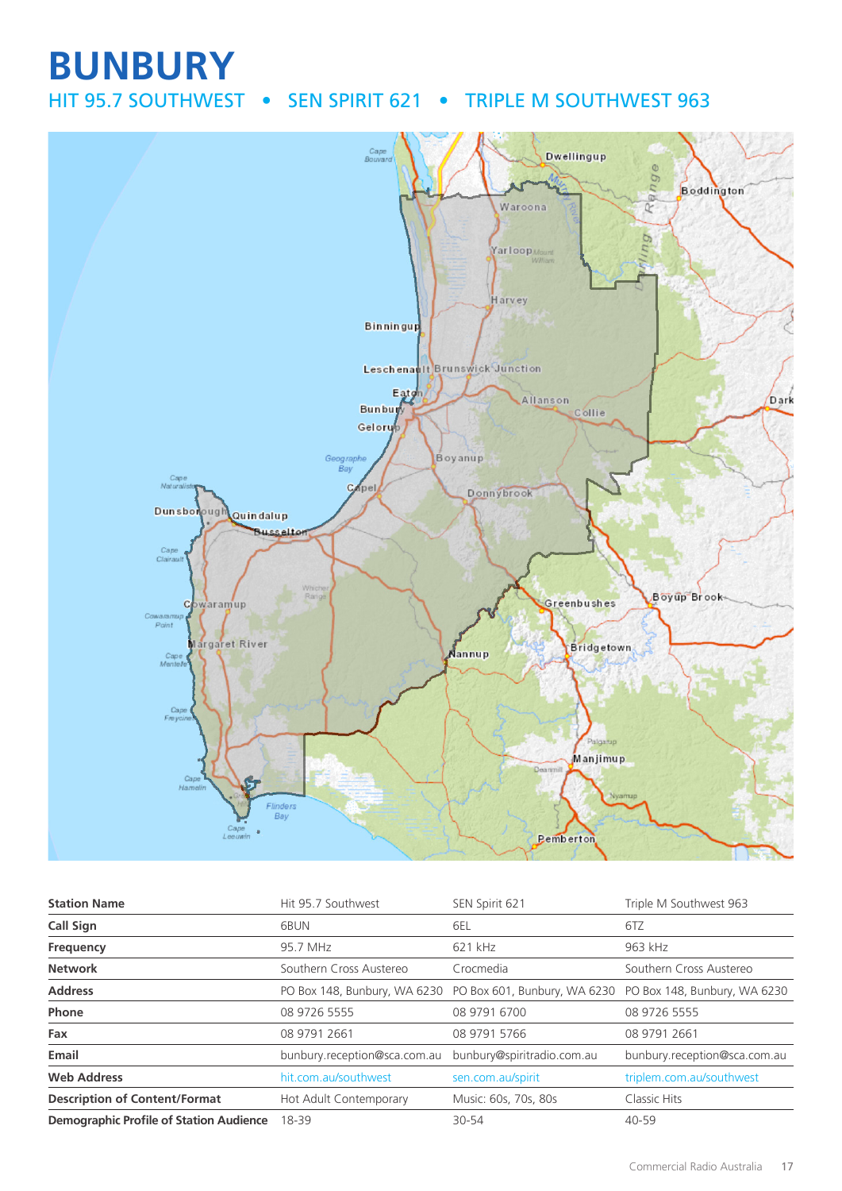# BUNBURY

## HIT 95.7 SOUTHWEST • SEN SPIRIT 621 • TRIPLE M SOUTHWEST 963

| Station Name | Hit 95.7 Southwest | SEN Spirit 621 | Triple M Southwest 963 |
|---|---|---|---|
| Call Sign | 6BUN | 6EL | 6TZ |
| Frequency | 95.7 MHz | 621 kHz | 963 kHz |
| Network | Southern Cross Austereo | Crocmedia | Southern Cross Austereo |
| Address | PO Box 148, Bunbury, WA 6230 | PO Box 601, Bunbury, WA 6230 | PO Box 148, Bunbury, WA 6230 |
| Phone | 08 9726 5555 | 08 9791 6700 | 08 9726 5555 |
| Fax | 08 9791 2661 | 08 9791 5766 | 08 9791 2661 |
| Email | bunbury.reception@sca.com.au | bunbury@spiritradio.com.au | bunbury.reception@sca.com.au |
| Web Address | hit.com.au/southwest | sen.com.au/spirit | triplem.com.au/southwest |
| Description of Content/Format | Hot Adult Contemporary | Music: 60s, 70s, 80s | Classic Hits |
| Demographic Profile of Station Audience | 18-39 | 30-54 | 40-59 |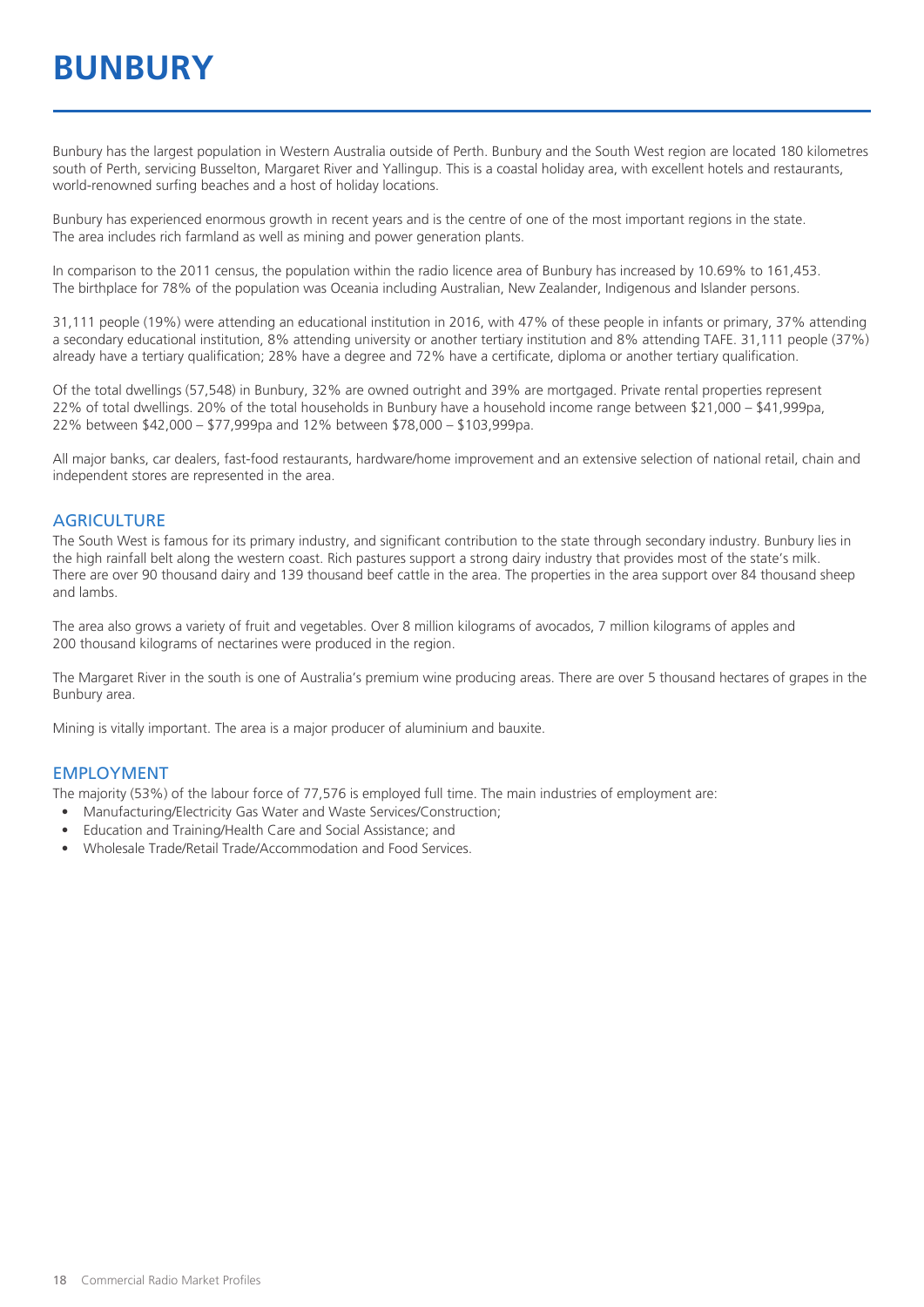# BUNBURY

Bunbury has the largest population in Western Australia outside of Perth. Bunbury and the South West region are located 180 kilometres south of Perth, servicing Busselton, Margaret River and Yallingup. This is a coastal holiday area, with excellent hotels and restaurants, world-renowned surfing beaches and a host of holiday locations.

Bunbury has experienced enormous growth in recent years and is the centre of one of the most important regions in the state. The area includes rich farmland as well as mining and power generation plants.

In comparison to the 2011 census, the population within the radio licence area of Bunbury has increased by 10.69% to 161,453. The birthplace for 78% of the population was Oceania including Australian, New Zealander, Indigenous and Islander persons.

31,111 people (19%) were attending an educational institution in 2016, with 47% of these people in infants or primary, 37% attending a secondary educational institution, 8% attending university or another tertiary institution and 8% attending TAFE. 31,111 people (37%) already have a tertiary qualification; 28% have a degree and 72% have a certificate, diploma or another tertiary qualification.

Of the total dwellings (57,548) in Bunbury, 32% are owned outright and 39% are mortgaged. Private rental properties represent 22% of total dwellings. 20% of the total households in Bunbury have a household income range between $21,000 – $41,999pa, 22% between $42,000 – $77,999pa and 12% between $78,000 – $103,999pa.

All major banks, car dealers, fast-food restaurants, hardware/home improvement and an extensive selection of national retail, chain and independent stores are represented in the area.

## AGRICULTURE

The South West is famous for its primary industry, and significant contribution to the state through secondary industry. Bunbury lies in the high rainfall belt along the western coast. Rich pastures support a strong dairy industry that provides most of the state's milk. There are over 90 thousand dairy and 139 thousand beef cattle in the area. The properties in the area support over 84 thousand sheep and lambs.

The area also grows a variety of fruit and vegetables. Over 8 million kilograms of avocados, 7 million kilograms of apples and 200 thousand kilograms of nectarines were produced in the region.

The Margaret River in the south is one of Australia's premium wine producing areas. There are over 5 thousand hectares of grapes in the Bunbury area.

Mining is vitally important. The area is a major producer of aluminium and bauxite.

## EMPLOYMENT

The majority (53%) of the labour force of 77,576 is employed full time. The main industries of employment are:

- Manufacturing/Electricity Gas Water and Waste Services/Construction;
- Education and Training/Health Care and Social Assistance; and
- Wholesale Trade/Retail Trade/Accommodation and Food Services.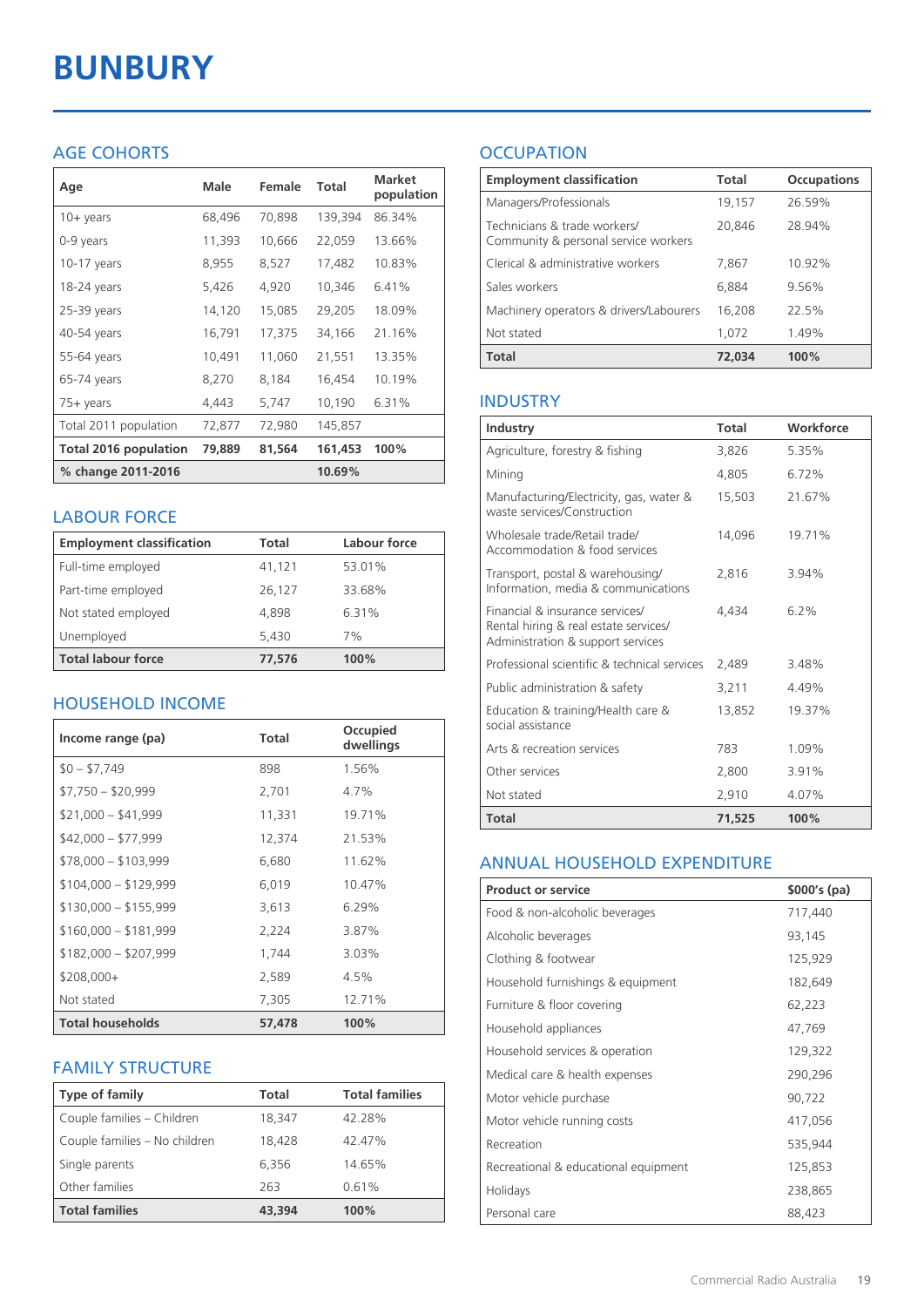# BUNBURY

## AGE COHORTS

| Age | Male | Female | Total | Market population |
|---|---|---|---|---|
| 10+ years | 68,496 | 70,898 | 139,394 | 86.34% |
| 0-9 years | 11,393 | 10,666 | 22,059 | 13.66% |
| 10-17 years | 8,955 | 8,527 | 17,482 | 10.83% |
| 18-24 years | 5,426 | 4,920 | 10,346 | 6.41% |
| 25-39 years | 14,120 | 15,085 | 29,205 | 18.09% |
| 40-54 years | 16,791 | 17,375 | 34,166 | 21.16% |
| 55-64 years | 10,491 | 11,060 | 21,551 | 13.35% |
| 65-74 years | 8,270 | 8,184 | 16,454 | 10.19% |
| 75+ years | 4,443 | 5,747 | 10,190 | 6.31% |
| Total 2011 population | 72,877 | 72,980 | 145,857 | |
| **Total 2016 population** | **79,889** | **81,564** | **161,453** | **100%** |
| **% change 2011-2016** | | | **10.69%** | |

## LABOUR FORCE

| Employment classification | Total | Labour force |
|---|---|---|
| Full-time employed | 41,121 | 53.01% |
| Part-time employed | 26,127 | 33.68% |
| Not stated employed | 4,898 | 6.31% |
| Unemployed | 5,430 | 7% |
| **Total labour force** | **77,576** | **100%** |

## HOUSEHOLD INCOME

| Income range (pa) | Total | Occupied dwellings |
|---|---|---|
| $0 – $7,749 | 898 | 1.56% |
| $7,750 – $20,999 | 2,701 | 4.7% |
| $21,000 – $41,999 | 11,331 | 19.71% |
| $42,000 – $77,999 | 12,374 | 21.53% |
| $78,000 – $103,999 | 6,680 | 11.62% |
| $104,000 – $129,999 | 6,019 | 10.47% |
| $130,000 – $155,999 | 3,613 | 6.29% |
| $160,000 – $181,999 | 2,224 | 3.87% |
| $182,000 – $207,999 | 1,744 | 3.03% |
| $208,000+ | 2,589 | 4.5% |
| Not stated | 7,305 | 12.71% |
| **Total households** | **57,478** | **100%** |

## FAMILY STRUCTURE

| Type of family | Total | Total families |
|---|---|---|
| Couple families – Children | 18,347 | 42.28% |
| Couple families – No children | 18,428 | 42.47% |
| Single parents | 6,356 | 14.65% |
| Other families | 263 | 0.61% |
| **Total families** | **43,394** | **100%** |

## OCCUPATION

| Employment classification | Total | Occupations |
|---|---|---|
| Managers/Professionals | 19,157 | 26.59% |
| Technicians & trade workers/ Community & personal service workers | 20,846 | 28.94% |
| Clerical & administrative workers | 7,867 | 10.92% |
| Sales workers | 6,884 | 9.56% |
| Machinery operators & drivers/Labourers | 16,208 | 22.5% |
| Not stated | 1,072 | 1.49% |
| **Total** | **72,034** | **100%** |

## INDUSTRY

| Industry | Total | Workforce |
|---|---|---|
| Agriculture, forestry & fishing | 3,826 | 5.35% |
| Mining | 4,805 | 6.72% |
| Manufacturing/Electricity, gas, water & waste services/Construction | 15,503 | 21.67% |
| Wholesale trade/Retail trade/ Accommodation & food services | 14,096 | 19.71% |
| Transport, postal & warehousing/ Information, media & communications | 2,816 | 3.94% |
| Financial & insurance services/ Rental hiring & real estate services/ Administration & support services | 4,434 | 6.2% |
| Professional scientific & technical services | 2,489 | 3.48% |
| Public administration & safety | 3,211 | 4.49% |
| Education & training/Health care & social assistance | 13,852 | 19.37% |
| Arts & recreation services | 783 | 1.09% |
| Other services | 2,800 | 3.91% |
| Not stated | 2,910 | 4.07% |
| **Total** | **71,525** | **100%** |

## ANNUAL HOUSEHOLD EXPENDITURE

| Product or service | $000's (pa) |
|---|---|
| Food & non-alcoholic beverages | 717,440 |
| Alcoholic beverages | 93,145 |
| Clothing & footwear | 125,929 |
| Household furnishings & equipment | 182,649 |
| Furniture & floor covering | 62,223 |
| Household appliances | 47,769 |
| Household services & operation | 129,322 |
| Medical care & health expenses | 290,296 |
| Motor vehicle purchase | 90,722 |
| Motor vehicle running costs | 417,056 |
| Recreation | 535,944 |
| Recreational & educational equipment | 125,853 |
| Holidays | 238,865 |
| Personal care | 88,423 |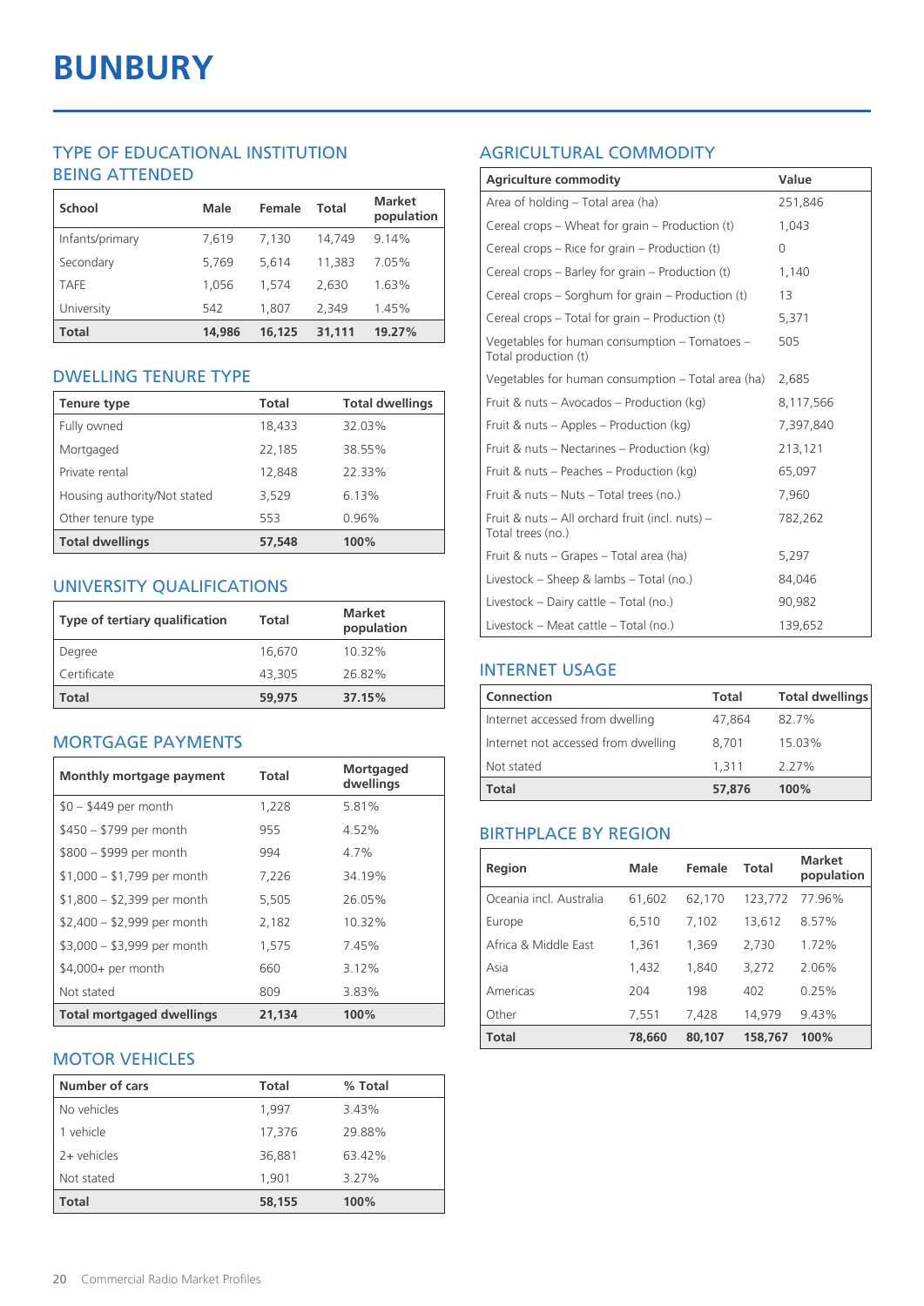# BUNBURY

## TYPE OF EDUCATIONAL INSTITUTION BEING ATTENDED

| School | Male | Female | Total | Market population |
|---|---|---|---|---|
| Infants/primary | 7,619 | 7,130 | 14,749 | 9.14% |
| Secondary | 5,769 | 5,614 | 11,383 | 7.05% |
| TAFE | 1,056 | 1,574 | 2,630 | 1.63% |
| University | 542 | 1,807 | 2,349 | 1.45% |
| **Total** | **14,986** | **16,125** | **31,111** | **19.27%** |

## DWELLING TENURE TYPE

| Tenure type | Total | Total dwellings |
|---|---|---|
| Fully owned | 18,433 | 32.03% |
| Mortgaged | 22,185 | 38.55% |
| Private rental | 12,848 | 22.33% |
| Housing authority/Not stated | 3,529 | 6.13% |
| Other tenure type | 553 | 0.96% |
| **Total dwellings** | **57,548** | **100%** |

## UNIVERSITY QUALIFICATIONS

| Type of tertiary qualification | Total | Market population |
|---|---|---|
| Degree | 16,670 | 10.32% |
| Certificate | 43,305 | 26.82% |
| **Total** | **59,975** | **37.15%** |

## MORTGAGE PAYMENTS

| Monthly mortgage payment | Total | Mortgaged dwellings |
|---|---|---|
| $0 – $449 per month | 1,228 | 5.81% |
| $450 – $799 per month | 955 | 4.52% |
| $800 – $999 per month | 994 | 4.7% |
| $1,000 – $1,799 per month | 7,226 | 34.19% |
| $1,800 – $2,399 per month | 5,505 | 26.05% |
| $2,400 – $2,999 per month | 2,182 | 10.32% |
| $3,000 – $3,999 per month | 1,575 | 7.45% |
| $4,000+ per month | 660 | 3.12% |
| Not stated | 809 | 3.83% |
| **Total mortgaged dwellings** | **21,134** | **100%** |

## MOTOR VEHICLES

| Number of cars | Total | % Total |
|---|---|---|
| No vehicles | 1,997 | 3.43% |
| 1 vehicle | 17,376 | 29.88% |
| 2+ vehicles | 36,881 | 63.42% |
| Not stated | 1,901 | 3.27% |
| **Total** | **58,155** | **100%** |

## AGRICULTURAL COMMODITY

| Agriculture commodity | Value |
|---|---|
| Area of holding – Total area (ha) | 251,846 |
| Cereal crops – Wheat for grain – Production (t) | 1,043 |
| Cereal crops – Rice for grain – Production (t) | 0 |
| Cereal crops – Barley for grain – Production (t) | 1,140 |
| Cereal crops – Sorghum for grain – Production (t) | 13 |
| Cereal crops – Total for grain – Production (t) | 5,371 |
| Vegetables for human consumption – Tomatoes – Total production (t) | 505 |
| Vegetables for human consumption – Total area (ha) | 2,685 |
| Fruit & nuts – Avocados – Production (kg) | 8,117,566 |
| Fruit & nuts – Apples – Production (kg) | 7,397,840 |
| Fruit & nuts – Nectarines – Production (kg) | 213,121 |
| Fruit & nuts – Peaches – Production (kg) | 65,097 |
| Fruit & nuts – Nuts – Total trees (no.) | 7,960 |
| Fruit & nuts – All orchard fruit (incl. nuts) – Total trees (no.) | 782,262 |
| Fruit & nuts – Grapes – Total area (ha) | 5,297 |
| Livestock – Sheep & lambs – Total (no.) | 84,046 |
| Livestock – Dairy cattle – Total (no.) | 90,982 |
| Livestock – Meat cattle – Total (no.) | 139,652 |

## INTERNET USAGE

| Connection | Total | Total dwellings |
|---|---|---|
| Internet accessed from dwelling | 47,864 | 82.7% |
| Internet not accessed from dwelling | 8,701 | 15.03% |
| Not stated | 1,311 | 2.27% |
| **Total** | **57,876** | **100%** |

## BIRTHPLACE BY REGION

| Region | Male | Female | Total | Market population |
|---|---|---|---|---|
| Oceania incl. Australia | 61,602 | 62,170 | 123,772 | 77.96% |
| Europe | 6,510 | 7,102 | 13,612 | 8.57% |
| Africa & Middle East | 1,361 | 1,369 | 2,730 | 1.72% |
| Asia | 1,432 | 1,840 | 3,272 | 2.06% |
| Americas | 204 | 198 | 402 | 0.25% |
| Other | 7,551 | 7,428 | 14,979 | 9.43% |
| **Total** | **78,660** | **80,107** | **158,767** | **100%** |